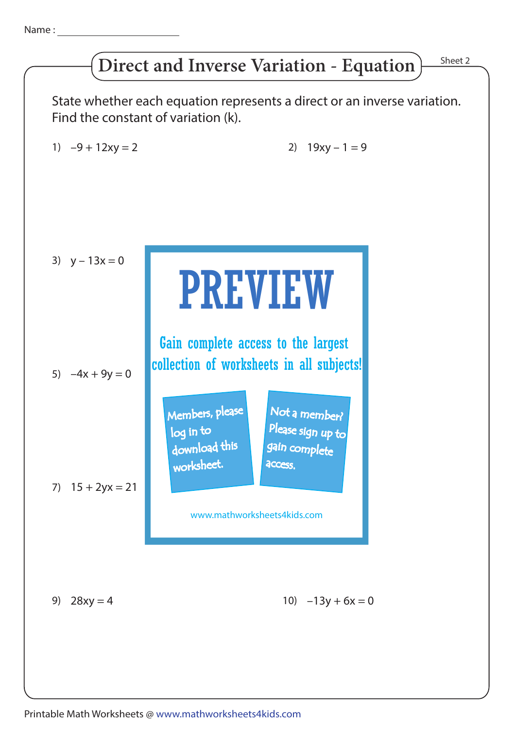Name : ____________________

# Direct and Inverse Variation - Equation

Sheet 2

State whether each equation represents a direct or an inverse variation. Find the constant of variation (k).

1) $-9 + 12xy = 2$

2) $19xy - 1 = 9$

3) $y - 13x = 0$

5) $-4x + 9y = 0$

7) $15 + 2yx = 21$

9) $28xy = 4$

10) $-13y + 6x = 0$

PREVIEW

Gain complete access to the largest collection of worksheets in all subjects!

Members, please log in to download this worksheet.

Not a member? Please sign up to gain complete access.

www.mathworksheets4kids.com

Printable Math Worksheets @ www.mathworksheets4kids.com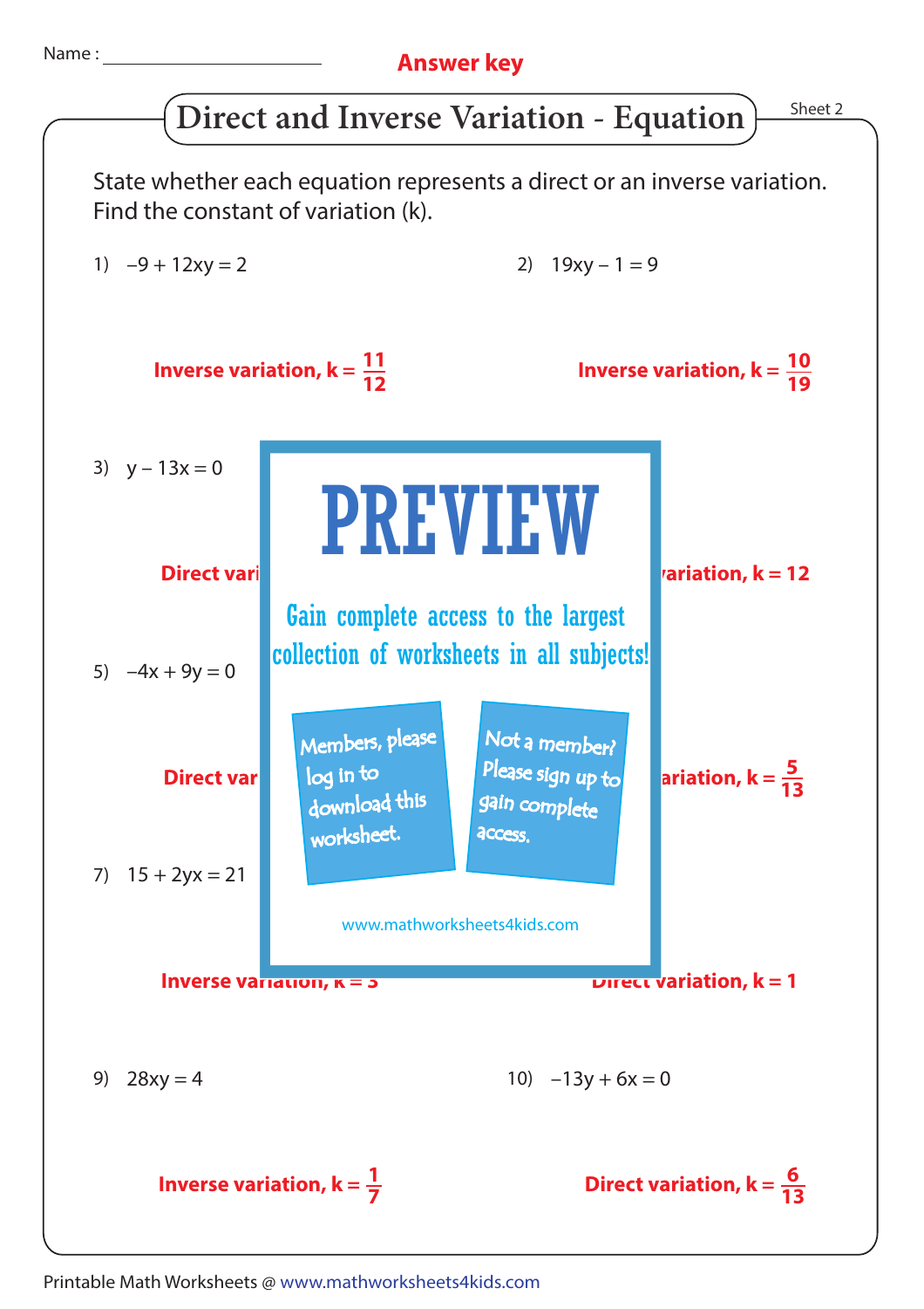Name : ____________________

**Answer key**

# Direct and Inverse Variation - Equation

Sheet 2

State whether each equation represents a direct or an inverse variation. Find the constant of variation (k).

1) $-9 + 12xy = 2$

**Inverse variation, $k = \frac{11}{12}$**

2) $19xy - 1 = 9$

**Inverse variation, $k = \frac{10}{19}$**

3) $y - 13x = 0$

**Direct vari**

**ariation, $k = 12$**

5) $-4x + 9y = 0$

**Direct var**

**ariation, $k = \frac{5}{13}$**

7) $15 + 2yx = 21$

**Inverse variation, $k = 3$**

**Direct variation, $k = 1$**

9) $28xy = 4$

**Inverse variation, $k = \frac{1}{7}$**

10) $-13y + 6x = 0$

**Direct variation, $k = \frac{6}{13}$**

PREVIEW

Gain complete access to the largest collection of worksheets in all subjects!

Members, please log in to download this worksheet.

Not a member? Please sign up to gain complete access.

www.mathworksheets4kids.com

Printable Math Worksheets @ www.mathworksheets4kids.com